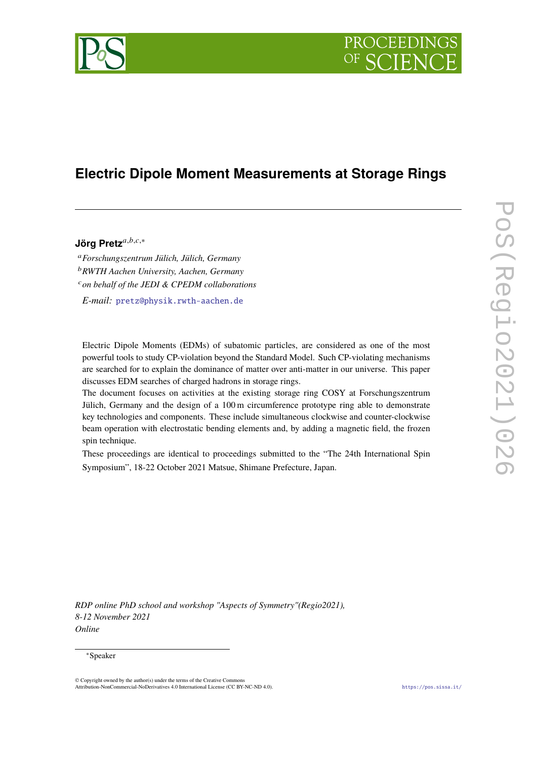# Electric Dipole Moment Measurements at Storage Rings

**Jörg Pretz**[a,b,c,*]

[a] *Forschungszentrum Jülich, Jülich, Germany*
[b] *RWTH Aachen University, Aachen, Germany*
[c] *on behalf of the JEDI & CPEDM collaborations*

*E-mail:* pretz@physik.rwth-aachen.de

Electric Dipole Moments (EDMs) of subatomic particles, are considered as one of the most powerful tools to study CP-violation beyond the Standard Model. Such CP-violating mechanisms are searched for to explain the dominance of matter over anti-matter in our universe. This paper discusses EDM searches of charged hadrons in storage rings.

The document focuses on activities at the existing storage ring COSY at Forschungszentrum Jülich, Germany and the design of a 100 m circumference prototype ring able to demonstrate key technologies and components. These include simultaneous clockwise and counter-clockwise beam operation with electrostatic bending elements and, by adding a magnetic field, the frozen spin technique.

These proceedings are identical to proceedings submitted to the "The 24th International Spin Symposium", 18-22 October 2021 Matsue, Shimane Prefecture, Japan.

*RDP online PhD school and workshop "Aspects of Symmetry"(Regio2021),*
*8-12 November 2021*
*Online*

[*] Speaker

© Copyright owned by the author(s) under the terms of the Creative Commons Attribution-NonCommercial-NoDerivatives 4.0 International License (CC BY-NC-ND 4.0).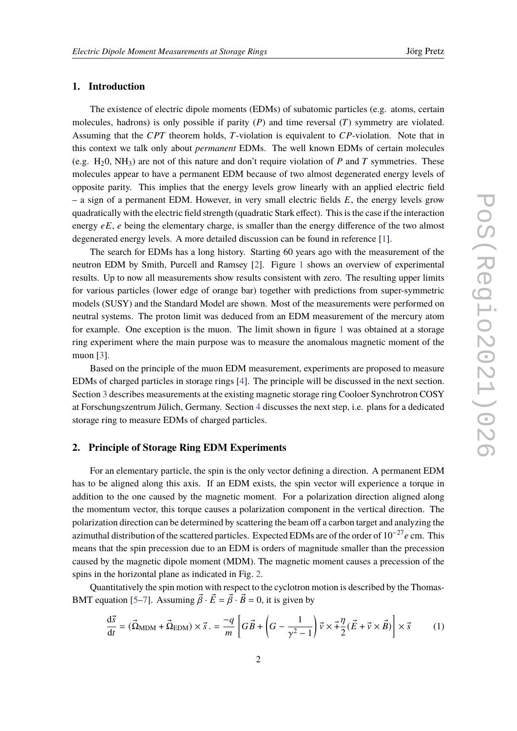## 1. Introduction

The existence of electric dipole moments (EDMs) of subatomic particles (e.g. atoms, certain molecules, hadrons) is only possible if parity ($P$) and time reversal ($T$) symmetry are violated. Assuming that the $CPT$ theorem holds, $T$-violation is equivalent to $CP$-violation. Note that in this context we talk only about *permanent* EDMs. The well known EDMs of certain molecules (e.g. $H_20$, $NH_3$) are not of this nature and don't require violation of $P$ and $T$ symmetries. These molecules appear to have a permanent EDM because of two almost degenerated energy levels of opposite parity. This implies that the energy levels grow linearly with an applied electric field – a sign of a permanent EDM. However, in very small electric fields $E$, the energy levels grow quadratically with the electric field strength (quadratic Stark effect). This is the case if the interaction energy $eE$, $e$ being the elementary charge, is smaller than the energy difference of the two almost degenerated energy levels. A more detailed discussion can be found in reference [1].

The search for EDMs has a long history. Starting 60 years ago with the measurement of the neutron EDM by Smith, Purcell and Ramsey [2]. Figure 1 shows an overview of experimental results. Up to now all measurements show results consistent with zero. The resulting upper limits for various particles (lower edge of orange bar) together with predictions from super-symmetric models (SUSY) and the Standard Model are shown. Most of the measurements were performed on neutral systems. The proton limit was deduced from an EDM measurement of the mercury atom for example. One exception is the muon. The limit shown in figure 1 was obtained at a storage ring experiment where the main purpose was to measure the anomalous magnetic moment of the muon [3].

Based on the principle of the muon EDM measurement, experiments are proposed to measure EDMs of charged particles in storage rings [4]. The principle will be discussed in the next section. Section 3 describes measurements at the existing magnetic storage ring Cooloer Synchrotron COSY at Forschungszentrum Jülich, Germany. Section 4 discusses the next step, i.e. plans for a dedicated storage ring to measure EDMs of charged particles.

## 2. Principle of Storage Ring EDM Experiments

For an elementary particle, the spin is the only vector defining a direction. A permanent EDM has to be aligned along this axis. If an EDM exists, the spin vector will experience a torque in addition to the one caused by the magnetic moment. For a polarization direction aligned along the momentum vector, this torque causes a polarization component in the vertical direction. The polarization direction can be determined by scattering the beam off a carbon target and analyzing the azimuthal distribution of the scattered particles. Expected EDMs are of the order of $10^{-27}e$ cm. This means that the spin precession due to an EDM is orders of magnitude smaller than the precession caused by the magnetic dipole moment (MDM). The magnetic moment causes a precession of the spins in the horizontal plane as indicated in Fig. 2.

Quantitatively the spin motion with respect to the cyclotron motion is described by the Thomas-BMT equation [5–7]. Assuming $\vec{\beta} \cdot \vec{E} = \vec{\beta} \cdot \vec{B} = 0$, it is given by

$$\frac{\mathrm{d}\vec{s}}{\mathrm{d}t} = (\vec{\Omega}_{\mathrm{MDM}} + \vec{\Omega}_{\mathrm{EDM}}) \times \vec{s}\,. = \frac{-q}{m}\left[G\vec{B} + \left(G - \frac{1}{\gamma^2 - 1}\right)\vec{v} \times \mp\frac{\eta}{2}(\vec{E} + \vec{v} \times \vec{B})\right] \times \vec{s} \qquad (1)$$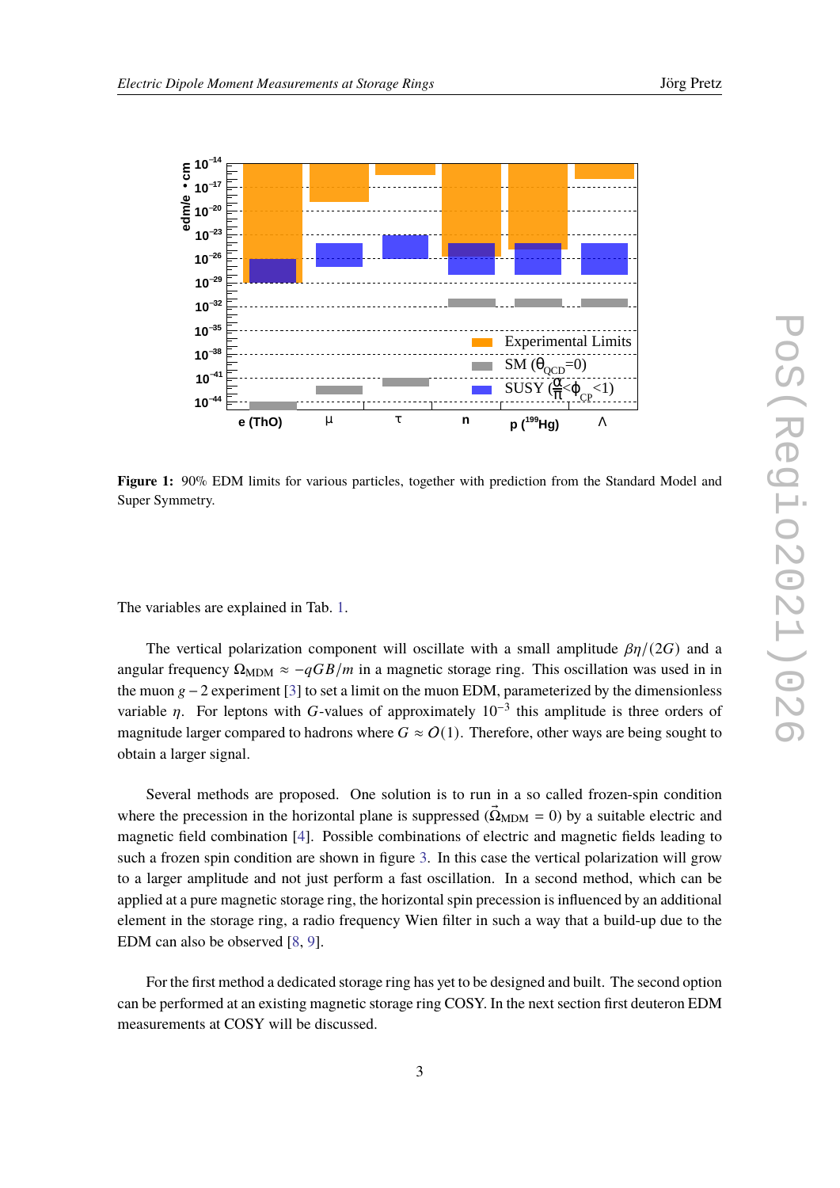**Figure 1:** 90% EDM limits for various particles, together with prediction from the Standard Model and Super Symmetry.

The variables are explained in Tab. 1.

The vertical polarization component will oscillate with a small amplitude $\beta\eta/(2G)$ and a angular frequency $\Omega_{\mathrm{MDM}} \approx -qGB/m$ in a magnetic storage ring. This oscillation was used in in the muon $g-2$ experiment [3] to set a limit on the muon EDM, parameterized by the dimensionless variable $\eta$. For leptons with $G$-values of approximately $10^{-3}$ this amplitude is three orders of magnitude larger compared to hadrons where $G \approx O(1)$. Therefore, other ways are being sought to obtain a larger signal.

Several methods are proposed. One solution is to run in a so called frozen-spin condition where the precession in the horizontal plane is suppressed ($\vec{\Omega}_{\mathrm{MDM}} = 0$) by a suitable electric and magnetic field combination [4]. Possible combinations of electric and magnetic fields leading to such a frozen spin condition are shown in figure 3. In this case the vertical polarization will grow to a larger amplitude and not just perform a fast oscillation. In a second method, which can be applied at a pure magnetic storage ring, the horizontal spin precession is influenced by an additional element in the storage ring, a radio frequency Wien filter in such a way that a build-up due to the EDM can also be observed [8, 9].

For the first method a dedicated storage ring has yet to be designed and built. The second option can be performed at an existing magnetic storage ring COSY. In the next section first deuteron EDM measurements at COSY will be discussed.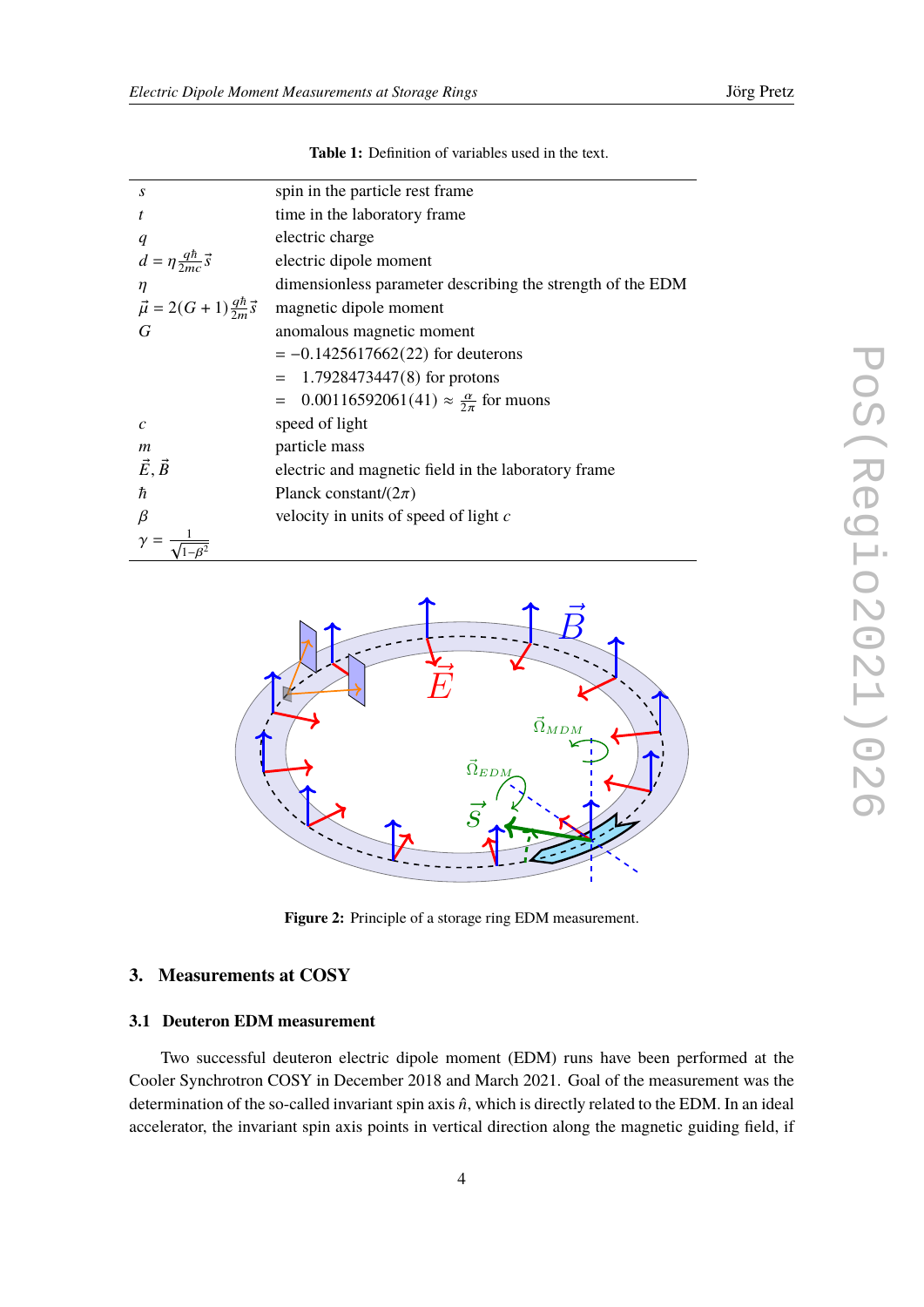**Table 1:** Definition of variables used in the text.

| | |
|---|---|
| $s$ | spin in the particle rest frame |
| $t$ | time in the laboratory frame |
| $q$ | electric charge |
| $d = \eta \frac{q\hbar}{2mc}\vec{s}$ | electric dipole moment |
| $\eta$ | dimensionless parameter describing the strength of the EDM |
| $\vec{\mu} = 2(G+1)\frac{q\hbar}{2m}\vec{s}$ | magnetic dipole moment |
| $G$ | anomalous magnetic moment |
| | $= -0.1425617662(22)$ for deuterons |
| | $= \quad 1.7928473447(8)$ for protons |
| | $= \quad 0.00116592061(41) \approx \frac{\alpha}{2\pi}$ for muons |
| $c$ | speed of light |
| $m$ | particle mass |
| $\vec{E}, \vec{B}$ | electric and magnetic field in the laboratory frame |
| $\hbar$ | Planck constant/$(2\pi)$ |
| $\beta$ | velocity in units of speed of light $c$ |
| $\gamma = \frac{1}{\sqrt{1-\beta^2}}$ | |

**Figure 2:** Principle of a storage ring EDM measurement.

## 3. Measurements at COSY

### 3.1 Deuteron EDM measurement

Two successful deuteron electric dipole moment (EDM) runs have been performed at the Cooler Synchrotron COSY in December 2018 and March 2021. Goal of the measurement was the determination of the so-called invariant spin axis $\hat{n}$, which is directly related to the EDM. In an ideal accelerator, the invariant spin axis points in vertical direction along the magnetic guiding field, if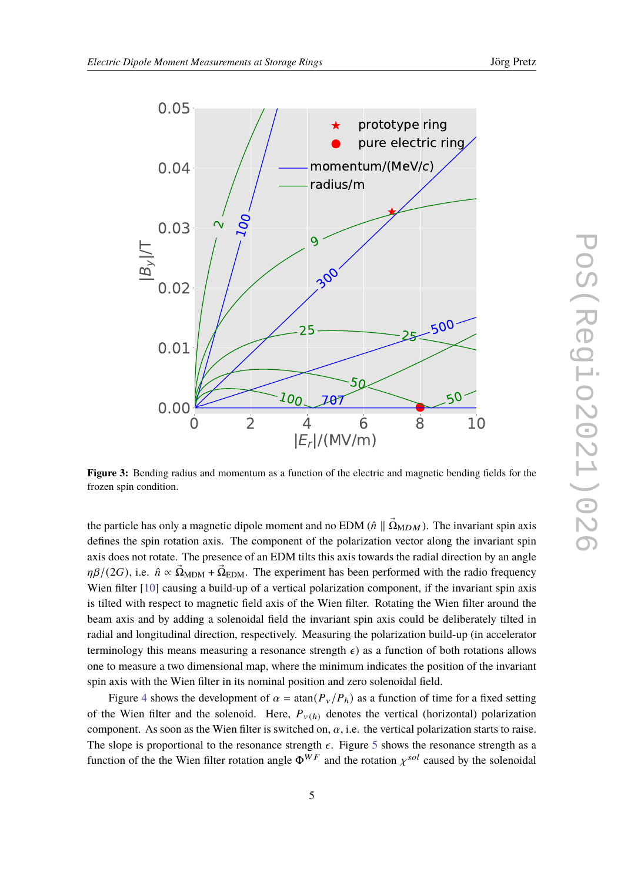**Figure 3:** Bending radius and momentum as a function of the electric and magnetic bending fields for the frozen spin condition.

the particle has only a magnetic dipole moment and no EDM ($\hat{n} \parallel \vec{\Omega}_{MDM}$). The invariant spin axis defines the spin rotation axis. The component of the polarization vector along the invariant spin axis does not rotate. The presence of an EDM tilts this axis towards the radial direction by an angle $\eta\beta/(2G)$, i.e. $\hat{n} \propto \vec{\Omega}_{\text{MDM}} + \vec{\Omega}_{\text{EDM}}$. The experiment has been performed with the radio frequency Wien filter [10] causing a build-up of a vertical polarization component, if the invariant spin axis is tilted with respect to magnetic field axis of the Wien filter. Rotating the Wien filter around the beam axis and by adding a solenoidal field the invariant spin axis could be deliberately tilted in radial and longitudinal direction, respectively. Measuring the polarization build-up (in accelerator terminology this means measuring a resonance strength $\epsilon$) as a function of both rotations allows one to measure a two dimensional map, where the minimum indicates the position of the invariant spin axis with the Wien filter in its nominal position and zero solenoidal field.

Figure 4 shows the development of $\alpha = \text{atan}(P_v/P_h)$ as a function of time for a fixed setting of the Wien filter and the solenoid. Here, $P_{v(h)}$ denotes the vertical (horizontal) polarization component. As soon as the Wien filter is switched on, $\alpha$, i.e. the vertical polarization starts to raise. The slope is proportional to the resonance strength $\epsilon$. Figure 5 shows the resonance strength as a function of the the Wien filter rotation angle $\Phi^{WF}$ and the rotation $\chi^{sol}$ caused by the solenoidal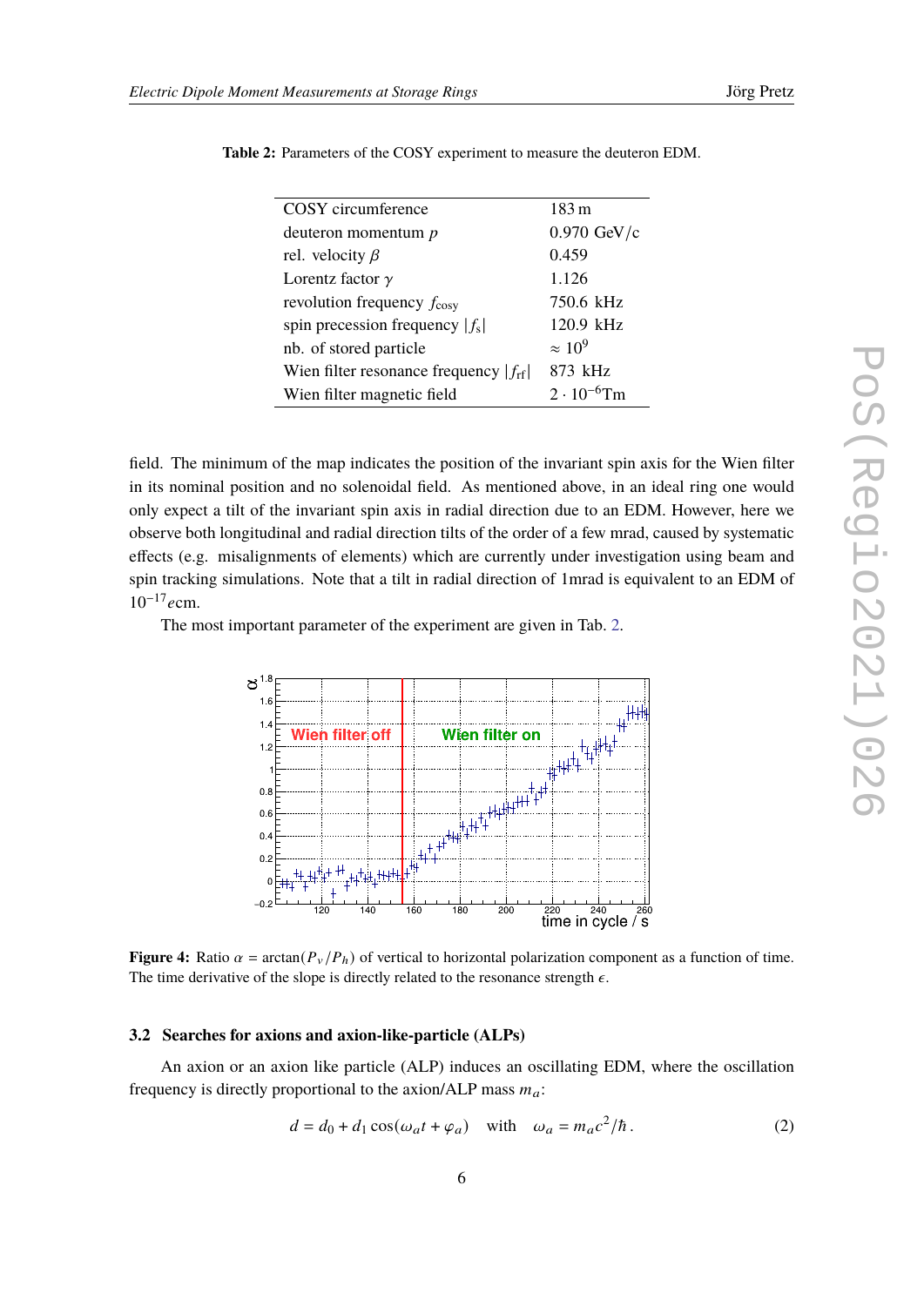**Table 2:** Parameters of the COSY experiment to measure the deuteron EDM.

| | |
|---|---|
| COSY circumference | 183 m |
| deuteron momentum $p$ | 0.970 GeV/c |
| rel. velocity $\beta$ | 0.459 |
| Lorentz factor $\gamma$ | 1.126 |
| revolution frequency $f_{\text{cosy}}$ | 750.6 kHz |
| spin precession frequency $\lvert f_s \rvert$ | 120.9 kHz |
| nb. of stored particle | $\approx 10^9$ |
| Wien filter resonance frequency $\lvert f_{\text{rf}} \rvert$ | 873 kHz |
| Wien filter magnetic field | $2 \cdot 10^{-6}$Tm |

field. The minimum of the map indicates the position of the invariant spin axis for the Wien filter in its nominal position and no solenoidal field. As mentioned above, in an ideal ring one would only expect a tilt of the invariant spin axis in radial direction due to an EDM. However, here we observe both longitudinal and radial direction tilts of the order of a few mrad, caused by systematic effects (e.g. misalignments of elements) which are currently under investigation using beam and spin tracking simulations. Note that a tilt in radial direction of 1mrad is equivalent to an EDM of $10^{-17}e$cm.

The most important parameter of the experiment are given in Tab. 2.

**Figure 4:** Ratio $\alpha = \arctan(P_v/P_h)$ of vertical to horizontal polarization component as a function of time. The time derivative of the slope is directly related to the resonance strength $\epsilon$.

### 3.2 Searches for axions and axion-like-particle (ALPs)

An axion or an axion like particle (ALP) induces an oscillating EDM, where the oscillation frequency is directly proportional to the axion/ALP mass $m_a$:

$$d = d_0 + d_1 \cos(\omega_a t + \varphi_a) \quad \text{with} \quad \omega_a = m_a c^2/\hbar \,. \tag{2}$$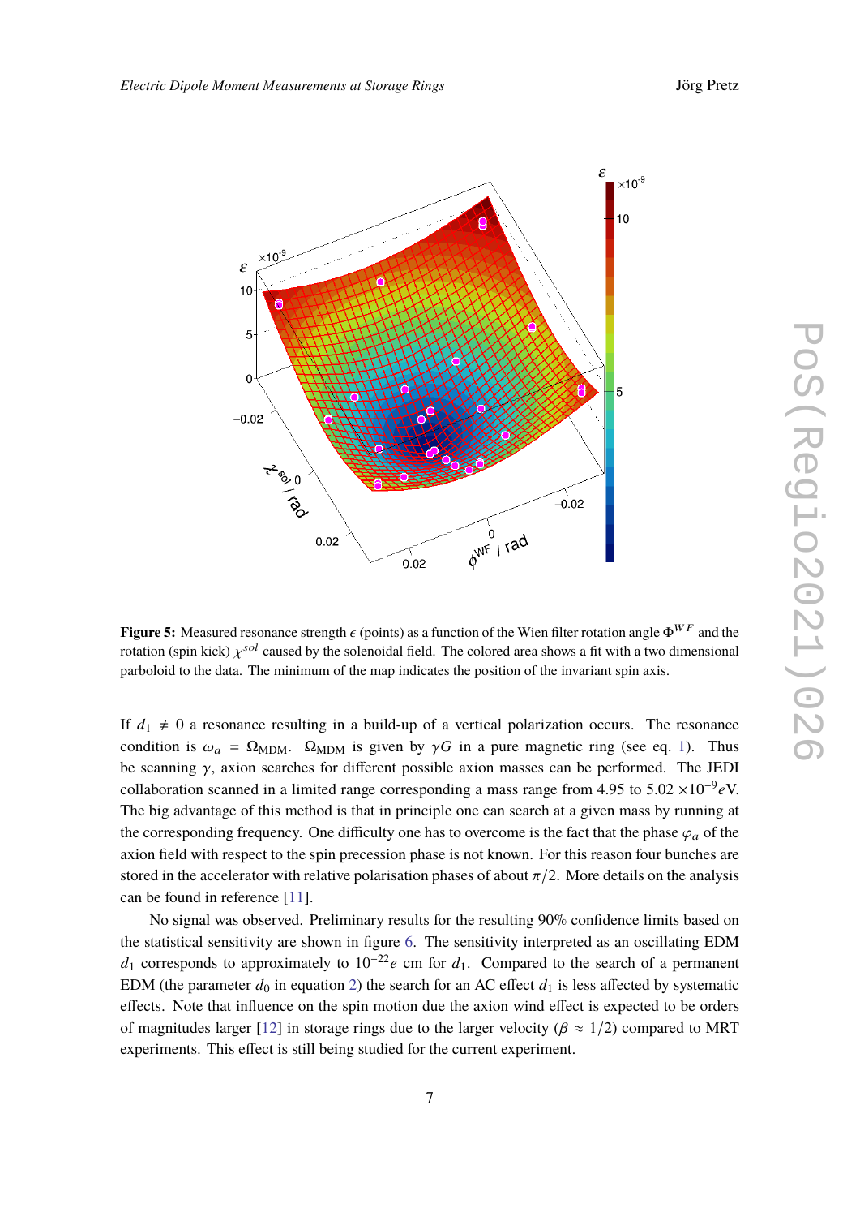**Figure 5:** Measured resonance strength $\epsilon$ (points) as a function of the Wien filter rotation angle $\Phi^{WF}$ and the rotation (spin kick) $\chi^{sol}$ caused by the solenoidal field. The colored area shows a fit with a two dimensional paraboloid to the data. The minimum of the map indicates the position of the invariant spin axis.

If $d_1 \neq 0$ a resonance resulting in a build-up of a vertical polarization occurs. The resonance condition is $\omega_a = \Omega_{\text{MDM}}$. $\Omega_{\text{MDM}}$ is given by $\gamma G$ in a pure magnetic ring (see eq. 1). Thus be scanning $\gamma$, axion searches for different possible axion masses can be performed. The JEDI collaboration scanned in a limited range corresponding a mass range from 4.95 to 5.02 $\times 10^{-9} e$V. The big advantage of this method is that in principle one can search at a given mass by running at the corresponding frequency. One difficulty one has to overcome is the fact that the phase $\varphi_a$ of the axion field with respect to the spin precession phase is not known. For this reason four bunches are stored in the accelerator with relative polarisation phases of about $\pi/2$. More details on the analysis can be found in reference [11].

No signal was observed. Preliminary results for the resulting 90% confidence limits based on the statistical sensitivity are shown in figure 6. The sensitivity interpreted as an oscillating EDM $d_1$ corresponds to approximately to $10^{-22} e$ cm for $d_1$. Compared to the search of a permanent EDM (the parameter $d_0$ in equation 2) the search for an AC effect $d_1$ is less affected by systematic effects. Note that influence on the spin motion due the axion wind effect is expected to be orders of magnitudes larger [12] in storage rings due to the larger velocity ($\beta \approx 1/2$) compared to MRT experiments. This effect is still being studied for the current experiment.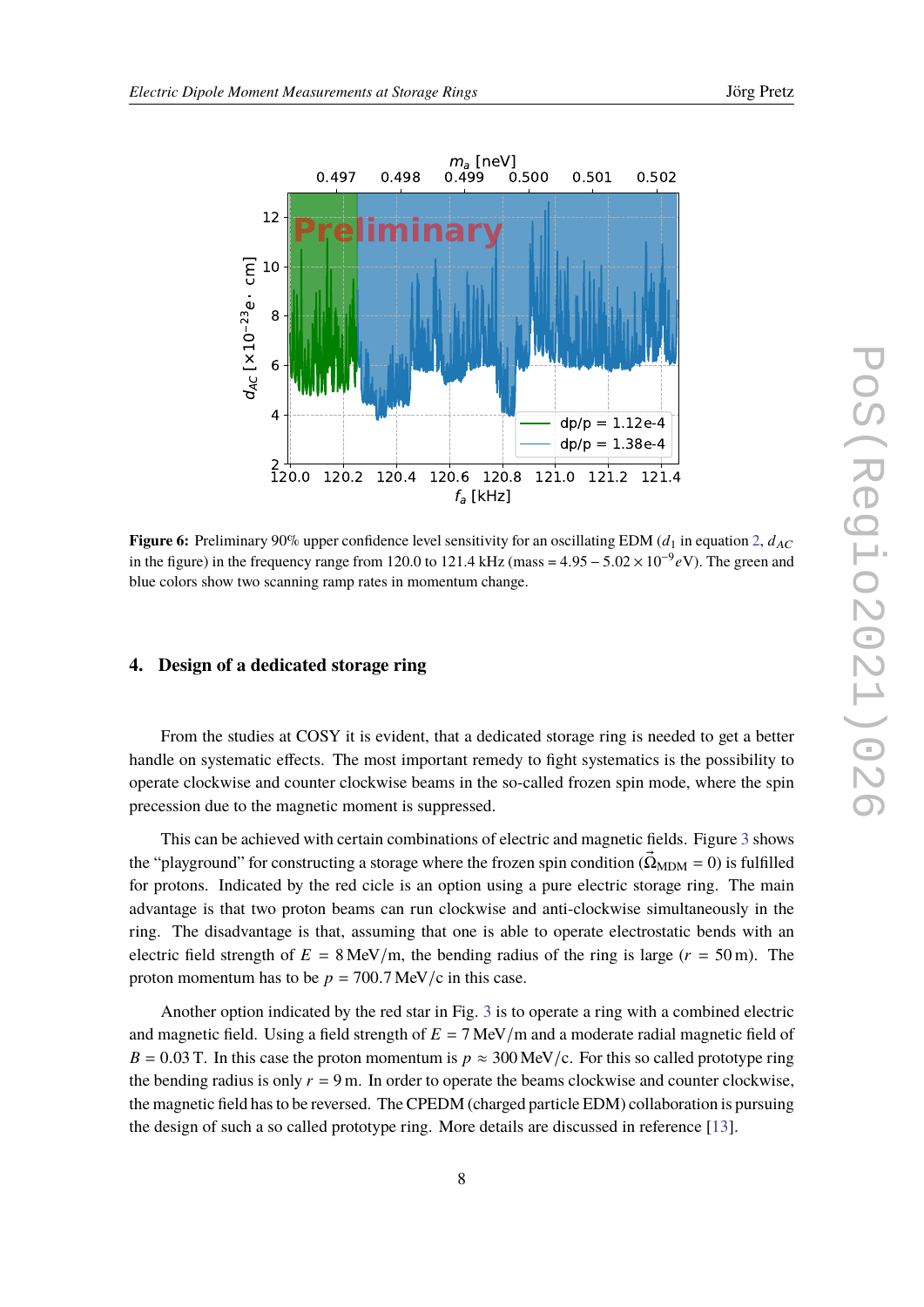**Figure 6:** Preliminary 90% upper confidence level sensitivity for an oscillating EDM ($d_1$ in equation 2, $d_{AC}$ in the figure) in the frequency range from 120.0 to 121.4 kHz (mass = $4.95 - 5.02 \times 10^{-9} eV$). The green and blue colors show two scanning ramp rates in momentum change.

## 4. Design of a dedicated storage ring

From the studies at COSY it is evident, that a dedicated storage ring is needed to get a better handle on systematic effects. The most important remedy to fight systematics is the possibility to operate clockwise and counter clockwise beams in the so-called frozen spin mode, where the spin precession due to the magnetic moment is suppressed.

This can be achieved with certain combinations of electric and magnetic fields. Figure 3 shows the "playground" for constructing a storage where the frozen spin condition ($\vec{\Omega}_{\text{MDM}} = 0$) is fulfilled for protons. Indicated by the red cicle is an option using a pure electric storage ring. The main advantage is that two proton beams can run clockwise and anti-clockwise simultaneously in the ring. The disadvantage is that, assuming that one is able to operate electrostatic bends with an electric field strength of $E = 8\,\text{MeV/m}$, the bending radius of the ring is large ($r = 50\,\text{m}$). The proton momentum has to be $p = 700.7\,\text{MeV/c}$ in this case.

Another option indicated by the red star in Fig. 3 is to operate a ring with a combined electric and magnetic field. Using a field strength of $E = 7\,\text{MeV/m}$ and a moderate radial magnetic field of $B = 0.03\,\text{T}$. In this case the proton momentum is $p \approx 300\,\text{MeV/c}$. For this so called prototype ring the bending radius is only $r = 9\,\text{m}$. In order to operate the beams clockwise and counter clockwise, the magnetic field has to be reversed. The CPEDM (charged particle EDM) collaboration is pursuing the design of such a so called prototype ring. More details are discussed in reference [13].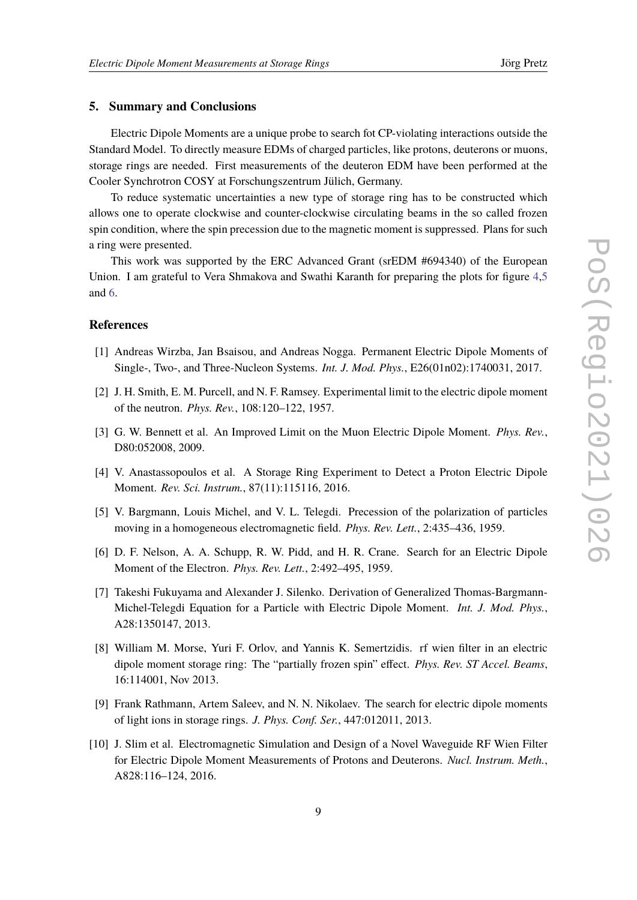## 5. Summary and Conclusions

Electric Dipole Moments are a unique probe to search fot CP-violating interactions outside the Standard Model. To directly measure EDMs of charged particles, like protons, deuterons or muons, storage rings are needed. First measurements of the deuteron EDM have been performed at the Cooler Synchrotron COSY at Forschungszentrum Jülich, Germany.

To reduce systematic uncertainties a new type of storage ring has to be constructed which allows one to operate clockwise and counter-clockwise circulating beams in the so called frozen spin condition, where the spin precession due to the magnetic moment is suppressed. Plans for such a ring were presented.

This work was supported by the ERC Advanced Grant (srEDM #694340) of the European Union. I am grateful to Vera Shmakova and Swathi Karanth for preparing the plots for figure 4,5 and 6.

## References

[1] Andreas Wirzba, Jan Bsaisou, and Andreas Nogga. Permanent Electric Dipole Moments of Single-, Two-, and Three-Nucleon Systems. *Int. J. Mod. Phys.*, E26(01n02):1740031, 2017.

[2] J. H. Smith, E. M. Purcell, and N. F. Ramsey. Experimental limit to the electric dipole moment of the neutron. *Phys. Rev.*, 108:120–122, 1957.

[3] G. W. Bennett et al. An Improved Limit on the Muon Electric Dipole Moment. *Phys. Rev.*, D80:052008, 2009.

[4] V. Anastassopoulos et al. A Storage Ring Experiment to Detect a Proton Electric Dipole Moment. *Rev. Sci. Instrum.*, 87(11):115116, 2016.

[5] V. Bargmann, Louis Michel, and V. L. Telegdi. Precession of the polarization of particles moving in a homogeneous electromagnetic field. *Phys. Rev. Lett.*, 2:435–436, 1959.

[6] D. F. Nelson, A. A. Schupp, R. W. Pidd, and H. R. Crane. Search for an Electric Dipole Moment of the Electron. *Phys. Rev. Lett.*, 2:492–495, 1959.

[7] Takeshi Fukuyama and Alexander J. Silenko. Derivation of Generalized Thomas-Bargmann-Michel-Telegdi Equation for a Particle with Electric Dipole Moment. *Int. J. Mod. Phys.*, A28:1350147, 2013.

[8] William M. Morse, Yuri F. Orlov, and Yannis K. Semertzidis. rf wien filter in an electric dipole moment storage ring: The "partially frozen spin" effect. *Phys. Rev. ST Accel. Beams*, 16:114001, Nov 2013.

[9] Frank Rathmann, Artem Saleev, and N. N. Nikolaev. The search for electric dipole moments of light ions in storage rings. *J. Phys. Conf. Ser.*, 447:012011, 2013.

[10] J. Slim et al. Electromagnetic Simulation and Design of a Novel Waveguide RF Wien Filter for Electric Dipole Moment Measurements of Protons and Deuterons. *Nucl. Instrum. Meth.*, A828:116–124, 2016.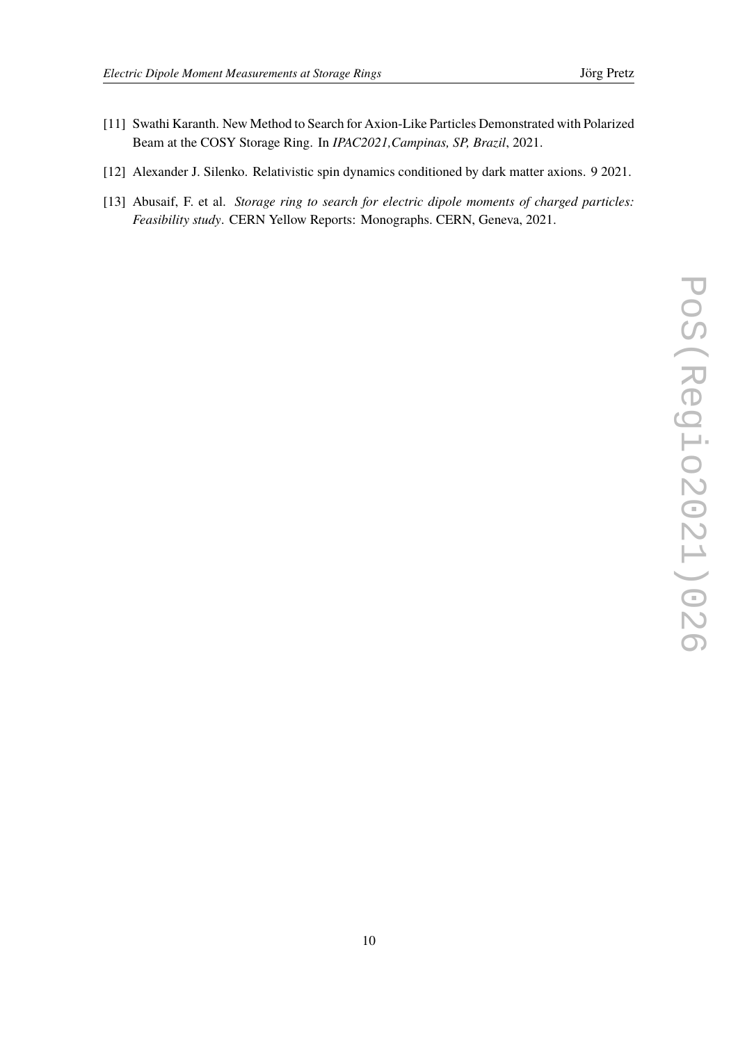[11] Swathi Karanth. New Method to Search for Axion-Like Particles Demonstrated with Polarized Beam at the COSY Storage Ring. In *IPAC2021,Campinas, SP, Brazil*, 2021.

[12] Alexander J. Silenko. Relativistic spin dynamics conditioned by dark matter axions. 9 2021.

[13] Abusaif, F. et al. *Storage ring to search for electric dipole moments of charged particles: Feasibility study*. CERN Yellow Reports: Monographs. CERN, Geneva, 2021.